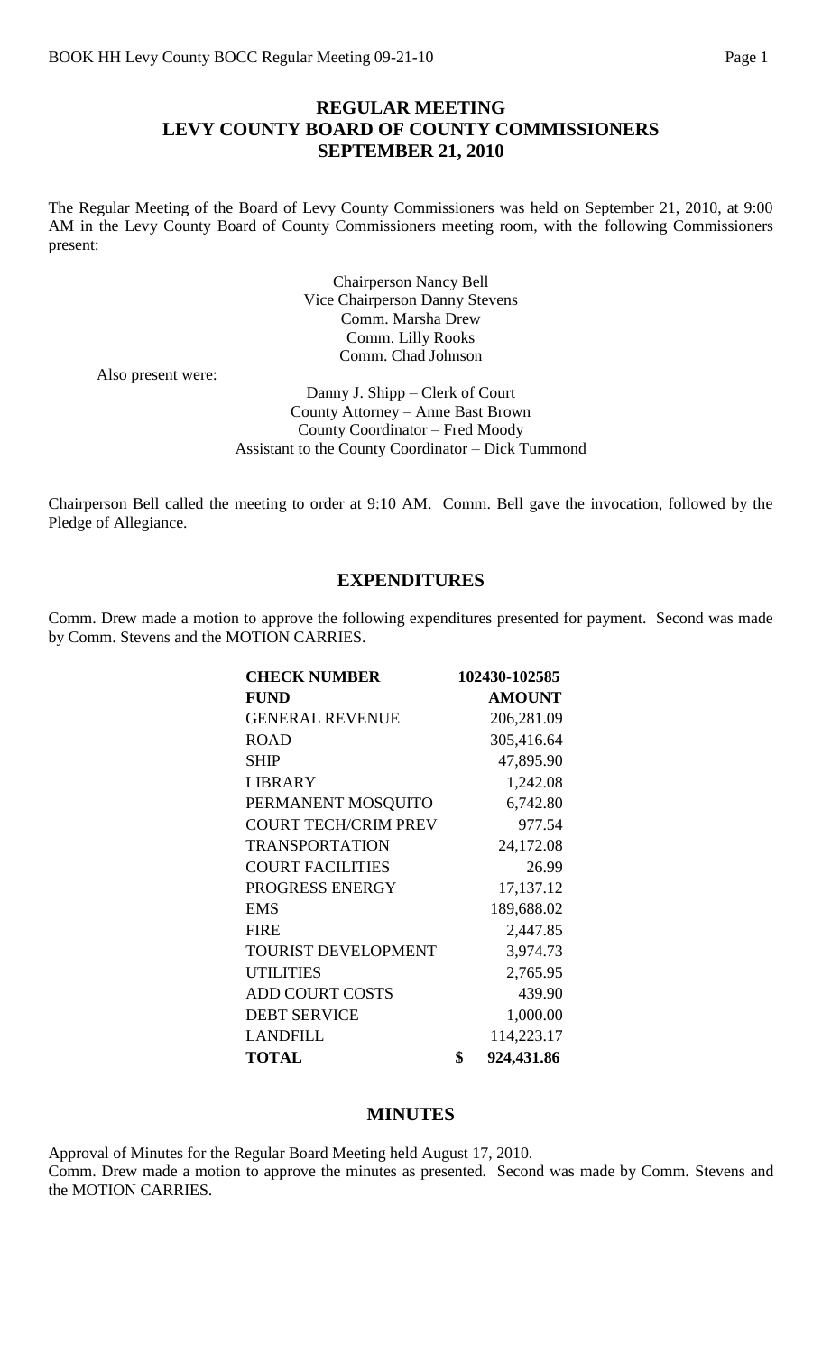# REGULAR MEETING
# LEVY COUNTY BOARD OF COUNTY COMMISSIONERS
# SEPTEMBER 21, 2010

The Regular Meeting of the Board of Levy County Commissioners was held on September 21, 2010, at 9:00 AM in the Levy County Board of County Commissioners meeting room, with the following Commissioners present:

Chairperson Nancy Bell
Vice Chairperson Danny Stevens
Comm. Marsha Drew
Comm. Lilly Rooks
Comm. Chad Johnson

Also present were:

Danny J. Shipp – Clerk of Court
County Attorney – Anne Bast Brown
County Coordinator – Fred Moody
Assistant to the County Coordinator – Dick Tummond

Chairperson Bell called the meeting to order at 9:10 AM. Comm. Bell gave the invocation, followed by the Pledge of Allegiance.

## EXPENDITURES

Comm. Drew made a motion to approve the following expenditures presented for payment. Second was made by Comm. Stevens and the MOTION CARRIES.

| **CHECK NUMBER** | **102430-102585** |
|---|---|
| **FUND** | **AMOUNT** |
| GENERAL REVENUE | 206,281.09 |
| ROAD | 305,416.64 |
| SHIP | 47,895.90 |
| LIBRARY | 1,242.08 |
| PERMANENT MOSQUITO | 6,742.80 |
| COURT TECH/CRIM PREV | 977.54 |
| TRANSPORTATION | 24,172.08 |
| COURT FACILITIES | 26.99 |
| PROGRESS ENERGY | 17,137.12 |
| EMS | 189,688.02 |
| FIRE | 2,447.85 |
| TOURIST DEVELOPMENT | 3,974.73 |
| UTILITIES | 2,765.95 |
| ADD COURT COSTS | 439.90 |
| DEBT SERVICE | 1,000.00 |
| LANDFILL | 114,223.17 |
| **TOTAL** | **$ 924,431.86** |

## MINUTES

Approval of Minutes for the Regular Board Meeting held August 17, 2010.
Comm. Drew made a motion to approve the minutes as presented. Second was made by Comm. Stevens and the MOTION CARRIES.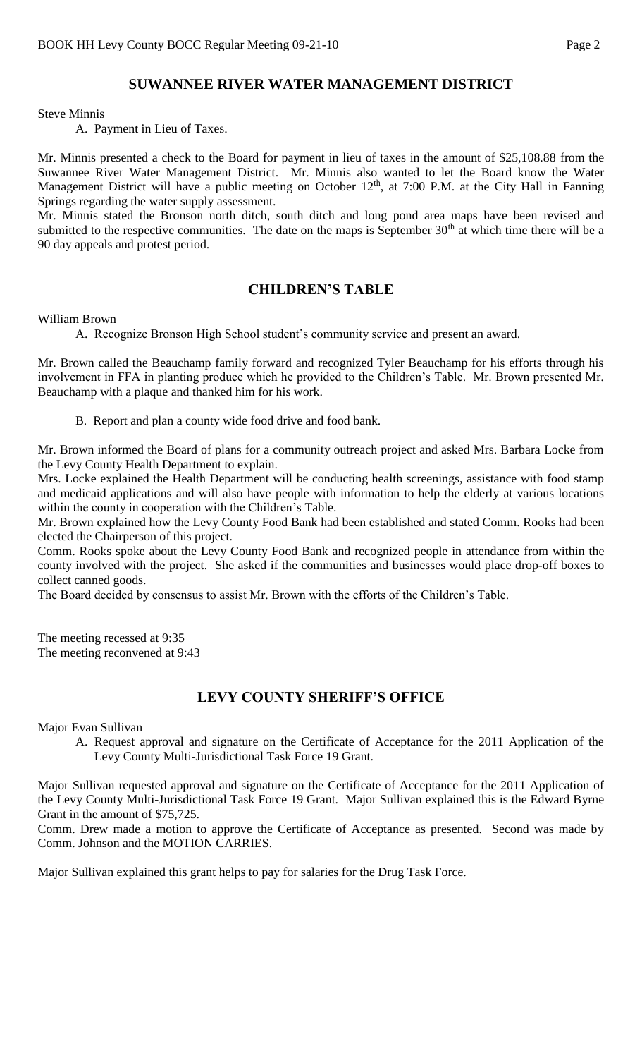## SUWANNEE RIVER WATER MANAGEMENT DISTRICT

Steve Minnis

A. Payment in Lieu of Taxes.

Mr. Minnis presented a check to the Board for payment in lieu of taxes in the amount of $25,108.88 from the Suwannee River Water Management District. Mr. Minnis also wanted to let the Board know the Water Management District will have a public meeting on October 12th, at 7:00 P.M. at the City Hall in Fanning Springs regarding the water supply assessment.

Mr. Minnis stated the Bronson north ditch, south ditch and long pond area maps have been revised and submitted to the respective communities. The date on the maps is September 30th at which time there will be a 90 day appeals and protest period.

## CHILDREN'S TABLE

William Brown

A. Recognize Bronson High School student's community service and present an award.

Mr. Brown called the Beauchamp family forward and recognized Tyler Beauchamp for his efforts through his involvement in FFA in planting produce which he provided to the Children's Table. Mr. Brown presented Mr. Beauchamp with a plaque and thanked him for his work.

B. Report and plan a county wide food drive and food bank.

Mr. Brown informed the Board of plans for a community outreach project and asked Mrs. Barbara Locke from the Levy County Health Department to explain.

Mrs. Locke explained the Health Department will be conducting health screenings, assistance with food stamp and medicaid applications and will also have people with information to help the elderly at various locations within the county in cooperation with the Children's Table.

Mr. Brown explained how the Levy County Food Bank had been established and stated Comm. Rooks had been elected the Chairperson of this project.

Comm. Rooks spoke about the Levy County Food Bank and recognized people in attendance from within the county involved with the project. She asked if the communities and businesses would place drop-off boxes to collect canned goods.

The Board decided by consensus to assist Mr. Brown with the efforts of the Children's Table.

The meeting recessed at 9:35
The meeting reconvened at 9:43

## LEVY COUNTY SHERIFF'S OFFICE

Major Evan Sullivan

A. Request approval and signature on the Certificate of Acceptance for the 2011 Application of the Levy County Multi-Jurisdictional Task Force 19 Grant.

Major Sullivan requested approval and signature on the Certificate of Acceptance for the 2011 Application of the Levy County Multi-Jurisdictional Task Force 19 Grant. Major Sullivan explained this is the Edward Byrne Grant in the amount of $75,725.

Comm. Drew made a motion to approve the Certificate of Acceptance as presented. Second was made by Comm. Johnson and the MOTION CARRIES.

Major Sullivan explained this grant helps to pay for salaries for the Drug Task Force.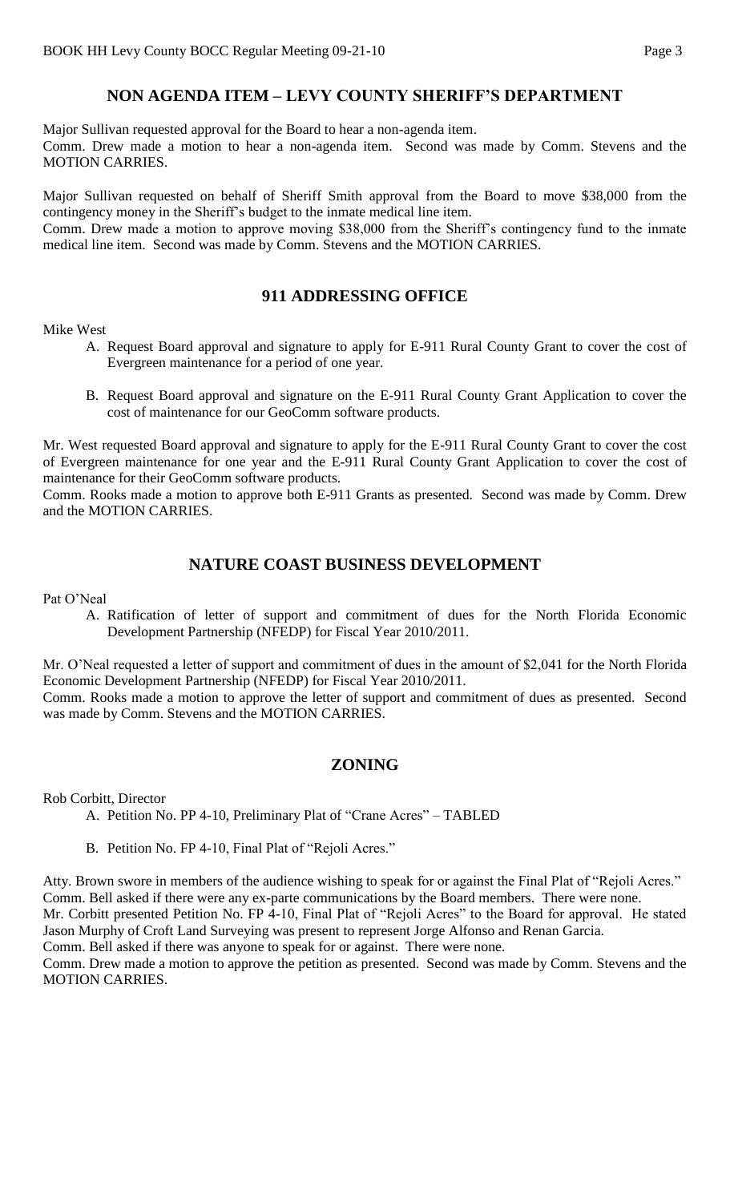## NON AGENDA ITEM – LEVY COUNTY SHERIFF'S DEPARTMENT

Major Sullivan requested approval for the Board to hear a non-agenda item.
Comm. Drew made a motion to hear a non-agenda item. Second was made by Comm. Stevens and the MOTION CARRIES.

Major Sullivan requested on behalf of Sheriff Smith approval from the Board to move $38,000 from the contingency money in the Sheriff's budget to the inmate medical line item.
Comm. Drew made a motion to approve moving $38,000 from the Sheriff's contingency fund to the inmate medical line item. Second was made by Comm. Stevens and the MOTION CARRIES.

## 911 ADDRESSING OFFICE

Mike West

A. Request Board approval and signature to apply for E-911 Rural County Grant to cover the cost of Evergreen maintenance for a period of one year.

B. Request Board approval and signature on the E-911 Rural County Grant Application to cover the cost of maintenance for our GeoComm software products.

Mr. West requested Board approval and signature to apply for the E-911 Rural County Grant to cover the cost of Evergreen maintenance for one year and the E-911 Rural County Grant Application to cover the cost of maintenance for their GeoComm software products.
Comm. Rooks made a motion to approve both E-911 Grants as presented. Second was made by Comm. Drew and the MOTION CARRIES.

## NATURE COAST BUSINESS DEVELOPMENT

Pat O'Neal

A. Ratification of letter of support and commitment of dues for the North Florida Economic Development Partnership (NFEDP) for Fiscal Year 2010/2011.

Mr. O'Neal requested a letter of support and commitment of dues in the amount of $2,041 for the North Florida Economic Development Partnership (NFEDP) for Fiscal Year 2010/2011.
Comm. Rooks made a motion to approve the letter of support and commitment of dues as presented. Second was made by Comm. Stevens and the MOTION CARRIES.

## ZONING

Rob Corbitt, Director

A. Petition No. PP 4-10, Preliminary Plat of "Crane Acres" – TABLED

B. Petition No. FP 4-10, Final Plat of "Rejoli Acres."

Atty. Brown swore in members of the audience wishing to speak for or against the Final Plat of "Rejoli Acres."
Comm. Bell asked if there were any ex-parte communications by the Board members. There were none.
Mr. Corbitt presented Petition No. FP 4-10, Final Plat of "Rejoli Acres" to the Board for approval. He stated Jason Murphy of Croft Land Surveying was present to represent Jorge Alfonso and Renan Garcia.
Comm. Bell asked if there was anyone to speak for or against. There were none.
Comm. Drew made a motion to approve the petition as presented. Second was made by Comm. Stevens and the MOTION CARRIES.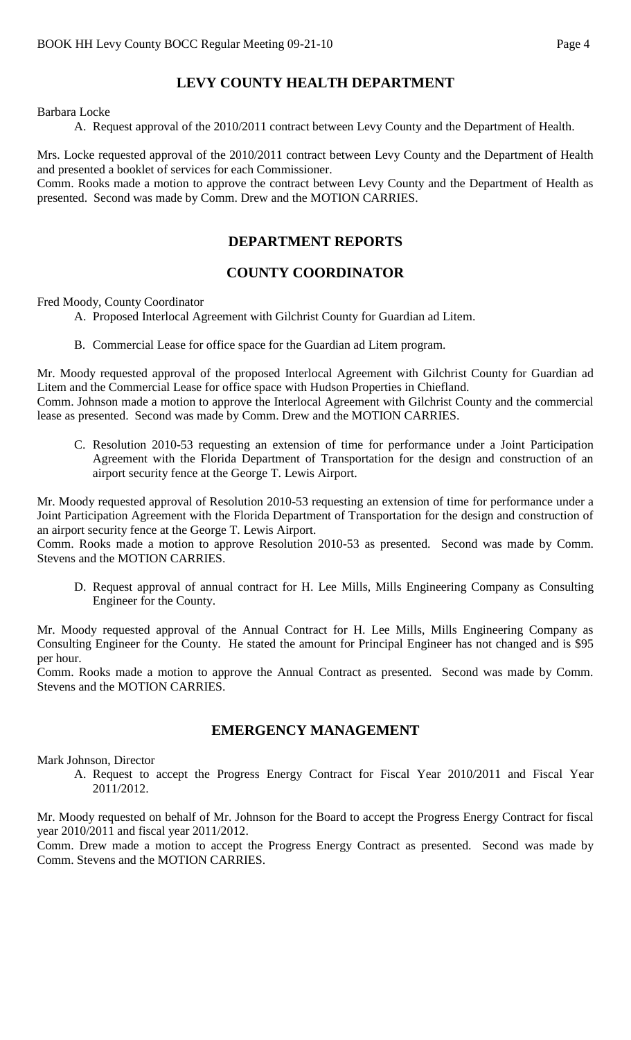## LEVY COUNTY HEALTH DEPARTMENT

Barbara Locke

A. Request approval of the 2010/2011 contract between Levy County and the Department of Health.

Mrs. Locke requested approval of the 2010/2011 contract between Levy County and the Department of Health and presented a booklet of services for each Commissioner.

Comm. Rooks made a motion to approve the contract between Levy County and the Department of Health as presented. Second was made by Comm. Drew and the MOTION CARRIES.

## DEPARTMENT REPORTS

## COUNTY COORDINATOR

Fred Moody, County Coordinator

A. Proposed Interlocal Agreement with Gilchrist County for Guardian ad Litem.

B. Commercial Lease for office space for the Guardian ad Litem program.

Mr. Moody requested approval of the proposed Interlocal Agreement with Gilchrist County for Guardian ad Litem and the Commercial Lease for office space with Hudson Properties in Chiefland.

Comm. Johnson made a motion to approve the Interlocal Agreement with Gilchrist County and the commercial lease as presented. Second was made by Comm. Drew and the MOTION CARRIES.

C. Resolution 2010-53 requesting an extension of time for performance under a Joint Participation Agreement with the Florida Department of Transportation for the design and construction of an airport security fence at the George T. Lewis Airport.

Mr. Moody requested approval of Resolution 2010-53 requesting an extension of time for performance under a Joint Participation Agreement with the Florida Department of Transportation for the design and construction of an airport security fence at the George T. Lewis Airport.

Comm. Rooks made a motion to approve Resolution 2010-53 as presented. Second was made by Comm. Stevens and the MOTION CARRIES.

D. Request approval of annual contract for H. Lee Mills, Mills Engineering Company as Consulting Engineer for the County.

Mr. Moody requested approval of the Annual Contract for H. Lee Mills, Mills Engineering Company as Consulting Engineer for the County. He stated the amount for Principal Engineer has not changed and is $95 per hour.

Comm. Rooks made a motion to approve the Annual Contract as presented. Second was made by Comm. Stevens and the MOTION CARRIES.

## EMERGENCY MANAGEMENT

Mark Johnson, Director

A. Request to accept the Progress Energy Contract for Fiscal Year 2010/2011 and Fiscal Year 2011/2012.

Mr. Moody requested on behalf of Mr. Johnson for the Board to accept the Progress Energy Contract for fiscal year 2010/2011 and fiscal year 2011/2012.

Comm. Drew made a motion to accept the Progress Energy Contract as presented. Second was made by Comm. Stevens and the MOTION CARRIES.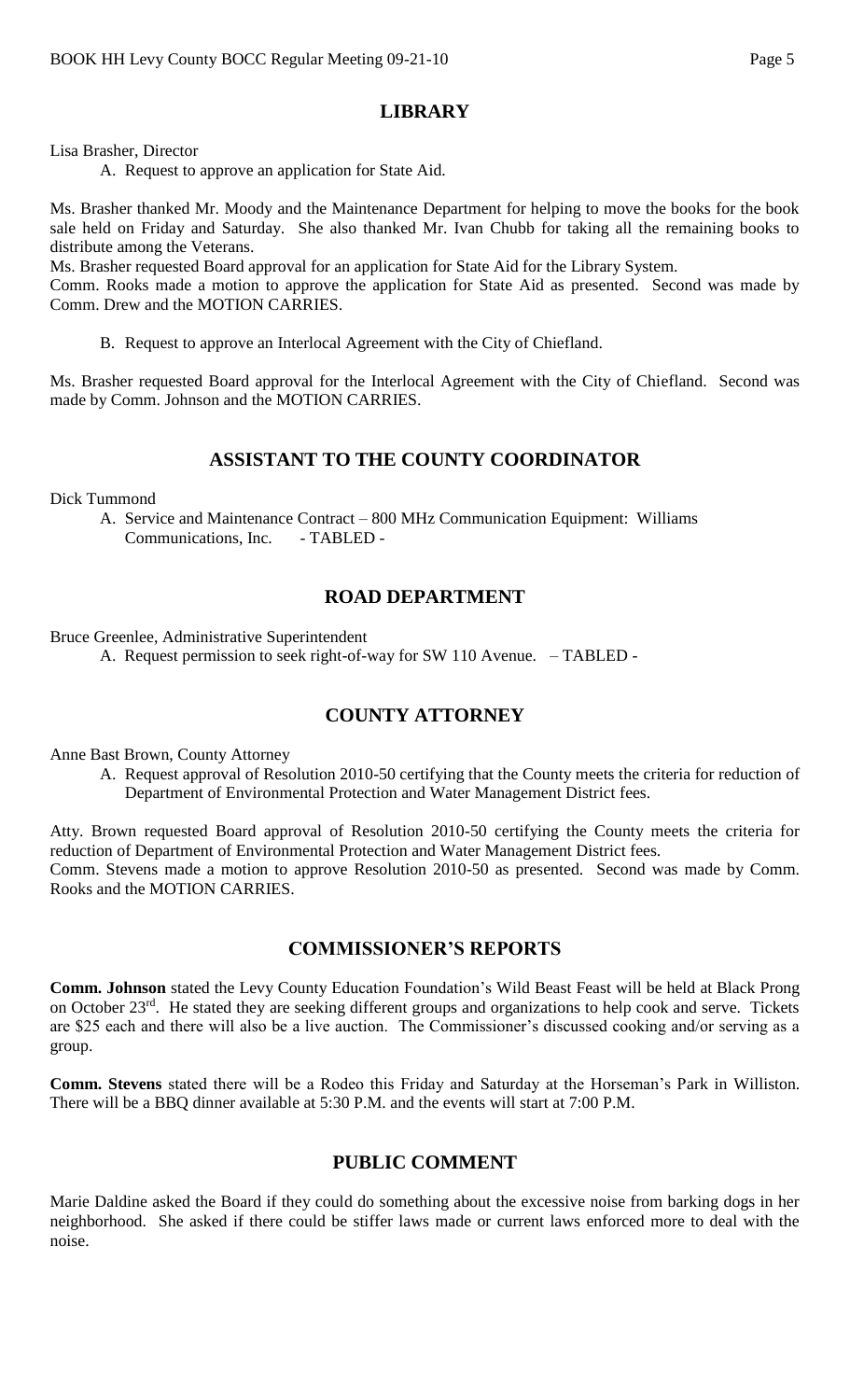## LIBRARY

Lisa Brasher, Director

A. Request to approve an application for State Aid.

Ms. Brasher thanked Mr. Moody and the Maintenance Department for helping to move the books for the book sale held on Friday and Saturday. She also thanked Mr. Ivan Chubb for taking all the remaining books to distribute among the Veterans.

Ms. Brasher requested Board approval for an application for State Aid for the Library System.

Comm. Rooks made a motion to approve the application for State Aid as presented. Second was made by Comm. Drew and the MOTION CARRIES.

B. Request to approve an Interlocal Agreement with the City of Chiefland.

Ms. Brasher requested Board approval for the Interlocal Agreement with the City of Chiefland. Second was made by Comm. Johnson and the MOTION CARRIES.

## ASSISTANT TO THE COUNTY COORDINATOR

Dick Tummond

A. Service and Maintenance Contract – 800 MHz Communication Equipment: Williams Communications, Inc. - TABLED -

## ROAD DEPARTMENT

Bruce Greenlee, Administrative Superintendent

A. Request permission to seek right-of-way for SW 110 Avenue. – TABLED -

## COUNTY ATTORNEY

Anne Bast Brown, County Attorney

A. Request approval of Resolution 2010-50 certifying that the County meets the criteria for reduction of Department of Environmental Protection and Water Management District fees.

Atty. Brown requested Board approval of Resolution 2010-50 certifying the County meets the criteria for reduction of Department of Environmental Protection and Water Management District fees.

Comm. Stevens made a motion to approve Resolution 2010-50 as presented. Second was made by Comm. Rooks and the MOTION CARRIES.

## COMMISSIONER'S REPORTS

**Comm. Johnson** stated the Levy County Education Foundation's Wild Beast Feast will be held at Black Prong on October 23rd. He stated they are seeking different groups and organizations to help cook and serve. Tickets are $25 each and there will also be a live auction. The Commissioner's discussed cooking and/or serving as a group.

**Comm. Stevens** stated there will be a Rodeo this Friday and Saturday at the Horseman's Park in Williston. There will be a BBQ dinner available at 5:30 P.M. and the events will start at 7:00 P.M.

## PUBLIC COMMENT

Marie Daldine asked the Board if they could do something about the excessive noise from barking dogs in her neighborhood. She asked if there could be stiffer laws made or current laws enforced more to deal with the noise.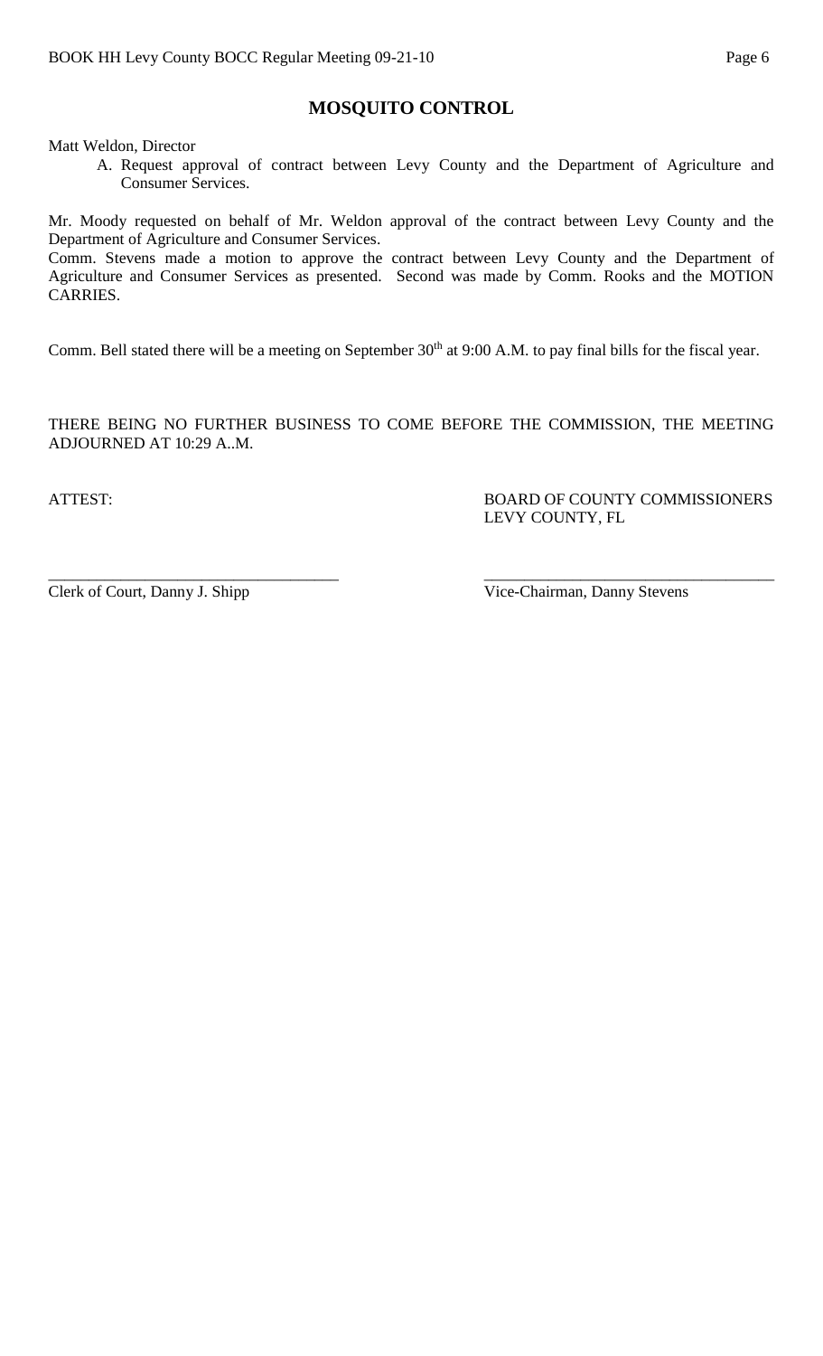## MOSQUITO CONTROL

Matt Weldon, Director

A. Request approval of contract between Levy County and the Department of Agriculture and Consumer Services.

Mr. Moody requested on behalf of Mr. Weldon approval of the contract between Levy County and the Department of Agriculture and Consumer Services.
Comm. Stevens made a motion to approve the contract between Levy County and the Department of Agriculture and Consumer Services as presented. Second was made by Comm. Rooks and the MOTION CARRIES.

Comm. Bell stated there will be a meeting on September 30th at 9:00 A.M. to pay final bills for the fiscal year.

THERE BEING NO FURTHER BUSINESS TO COME BEFORE THE COMMISSION, THE MEETING ADJOURNED AT 10:29 A..M.

ATTEST:

BOARD OF COUNTY COMMISSIONERS
LEVY COUNTY, FL

\_\_\_\_\_\_\_\_\_\_\_\_\_\_\_\_\_\_\_\_\_\_\_\_\_\_\_\_\_\_\_\_\_\_\_\_
Clerk of Court, Danny J. Shipp

\_\_\_\_\_\_\_\_\_\_\_\_\_\_\_\_\_\_\_\_\_\_\_\_\_\_\_\_\_\_\_\_\_\_\_\_
Vice-Chairman, Danny Stevens